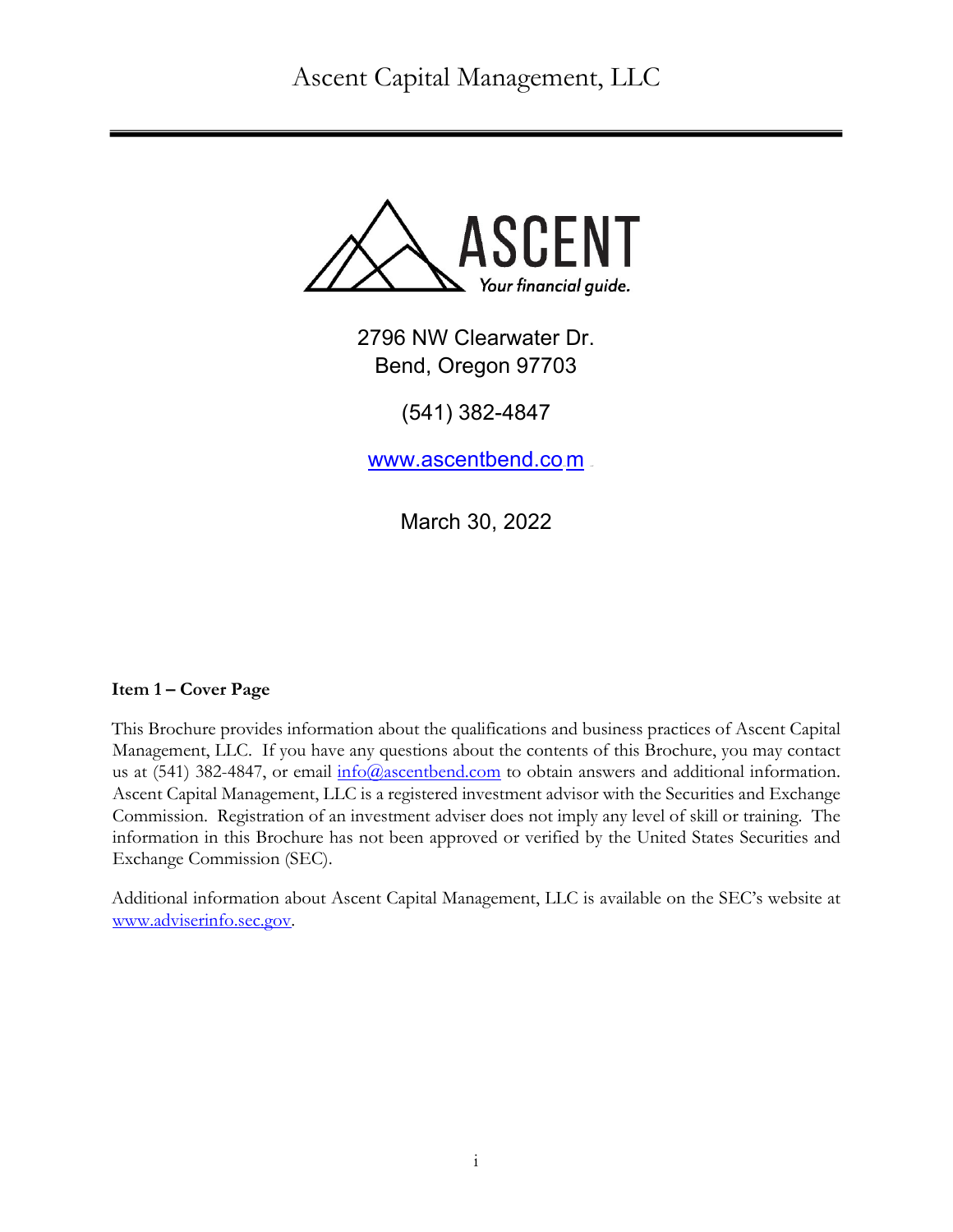# Ascent Capital Management, LLC

ASCENT
*Your financial guide.*

2796 NW Clearwater Dr.
Bend, Oregon 97703

(541) 382-4847

www.ascentbend.com

March 30, 2022

**Item 1 – Cover Page**

This Brochure provides information about the qualifications and business practices of Ascent Capital Management, LLC. If you have any questions about the contents of this Brochure, you may contact us at (541) 382-4847, or email info@ascentbend.com to obtain answers and additional information. Ascent Capital Management, LLC is a registered investment advisor with the Securities and Exchange Commission. Registration of an investment adviser does not imply any level of skill or training. The information in this Brochure has not been approved or verified by the United States Securities and Exchange Commission (SEC).

Additional information about Ascent Capital Management, LLC is available on the SEC's website at www.adviserinfo.sec.gov.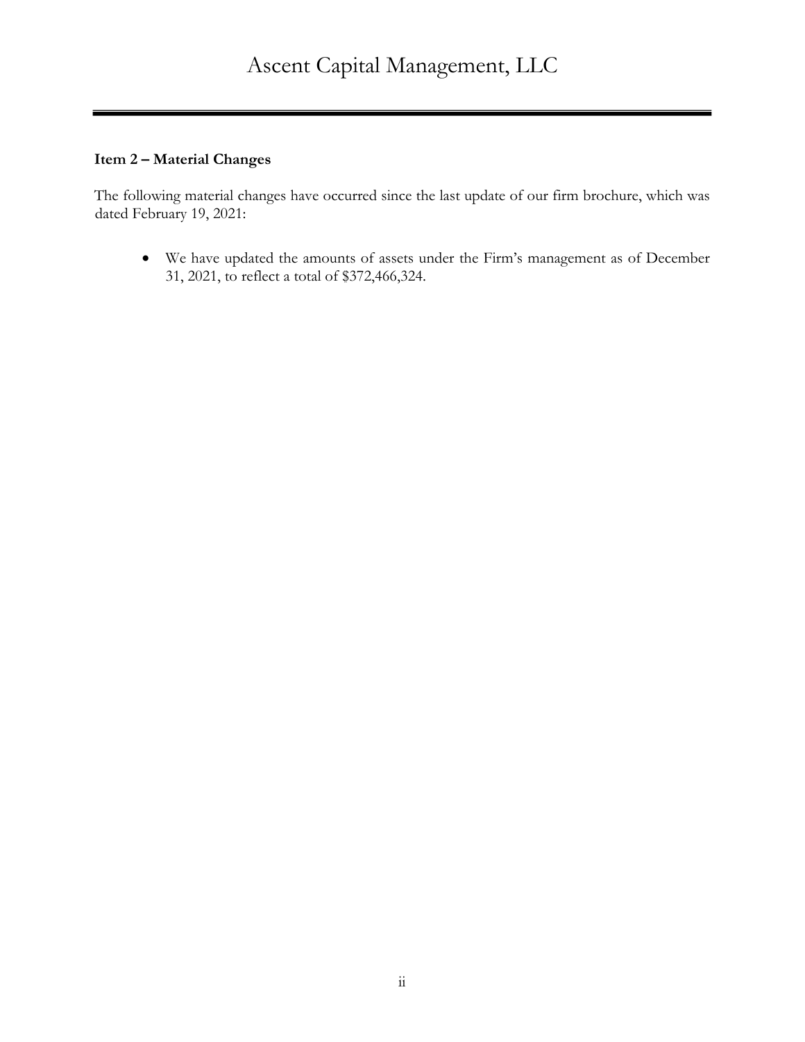## Item 2 – Material Changes

The following material changes have occurred since the last update of our firm brochure, which was dated February 19, 2021:

- We have updated the amounts of assets under the Firm's management as of December 31, 2021, to reflect a total of $372,466,324.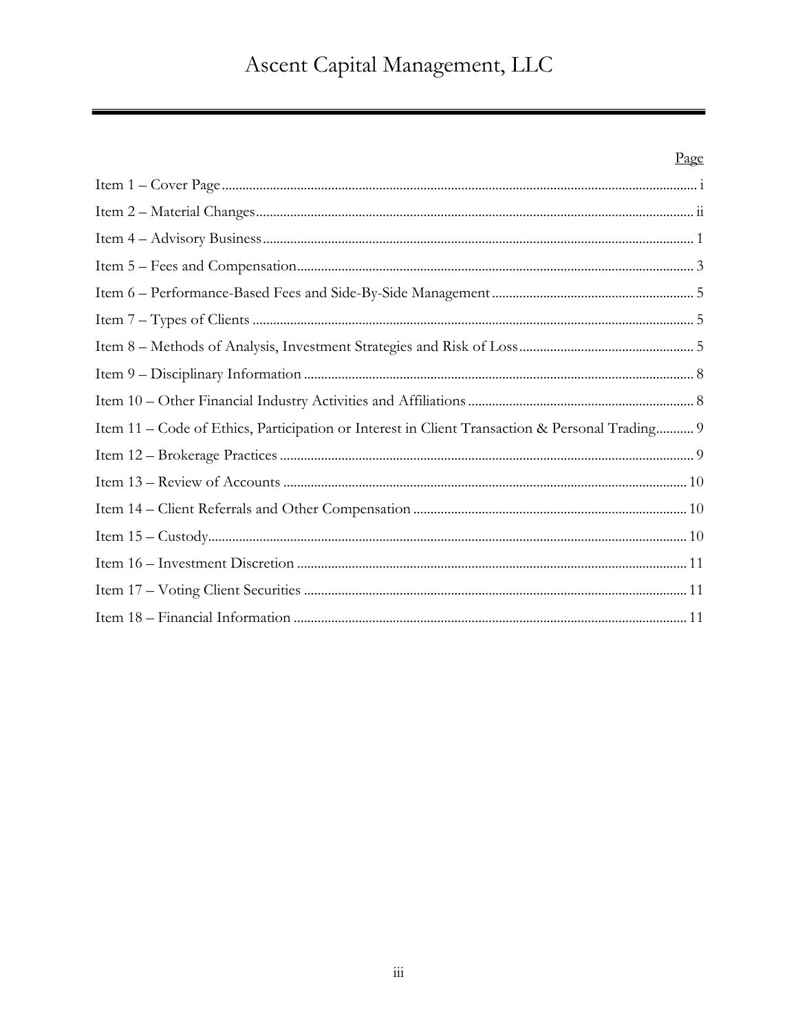# Ascent Capital Management, LLC

| | Page |
|---|---|
| Item 1 – Cover Page | i |
| Item 2 – Material Changes | ii |
| Item 4 – Advisory Business | 1 |
| Item 5 – Fees and Compensation | 3 |
| Item 6 – Performance-Based Fees and Side-By-Side Management | 5 |
| Item 7 – Types of Clients | 5 |
| Item 8 – Methods of Analysis, Investment Strategies and Risk of Loss | 5 |
| Item 9 – Disciplinary Information | 8 |
| Item 10 – Other Financial Industry Activities and Affiliations | 8 |
| Item 11 – Code of Ethics, Participation or Interest in Client Transaction & Personal Trading | 9 |
| Item 12 – Brokerage Practices | 9 |
| Item 13 – Review of Accounts | 10 |
| Item 14 – Client Referrals and Other Compensation | 10 |
| Item 15 – Custody | 10 |
| Item 16 – Investment Discretion | 11 |
| Item 17 – Voting Client Securities | 11 |
| Item 18 – Financial Information | 11 |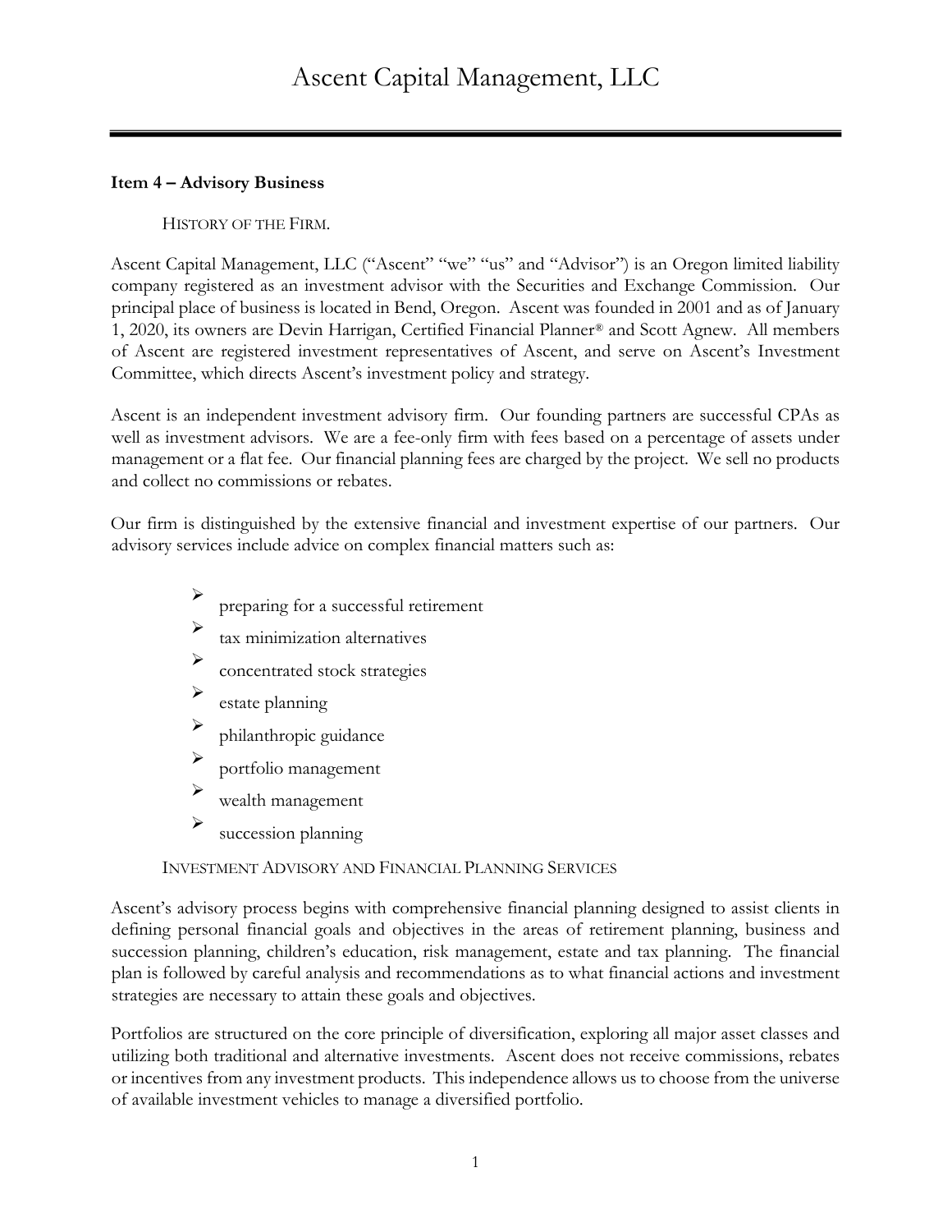## Item 4 – Advisory Business

HISTORY OF THE FIRM.

Ascent Capital Management, LLC ("Ascent" "we" "us" and "Advisor") is an Oregon limited liability company registered as an investment advisor with the Securities and Exchange Commission. Our principal place of business is located in Bend, Oregon. Ascent was founded in 2001 and as of January 1, 2020, its owners are Devin Harrigan, Certified Financial Planner® and Scott Agnew. All members of Ascent are registered investment representatives of Ascent, and serve on Ascent's Investment Committee, which directs Ascent's investment policy and strategy.

Ascent is an independent investment advisory firm. Our founding partners are successful CPAs as well as investment advisors. We are a fee-only firm with fees based on a percentage of assets under management or a flat fee. Our financial planning fees are charged by the project. We sell no products and collect no commissions or rebates.

Our firm is distinguished by the extensive financial and investment expertise of our partners. Our advisory services include advice on complex financial matters such as:

- preparing for a successful retirement
- tax minimization alternatives
- concentrated stock strategies
- estate planning
- philanthropic guidance
- portfolio management
- wealth management
- succession planning

INVESTMENT ADVISORY AND FINANCIAL PLANNING SERVICES

Ascent's advisory process begins with comprehensive financial planning designed to assist clients in defining personal financial goals and objectives in the areas of retirement planning, business and succession planning, children's education, risk management, estate and tax planning. The financial plan is followed by careful analysis and recommendations as to what financial actions and investment strategies are necessary to attain these goals and objectives.

Portfolios are structured on the core principle of diversification, exploring all major asset classes and utilizing both traditional and alternative investments. Ascent does not receive commissions, rebates or incentives from any investment products. This independence allows us to choose from the universe of available investment vehicles to manage a diversified portfolio.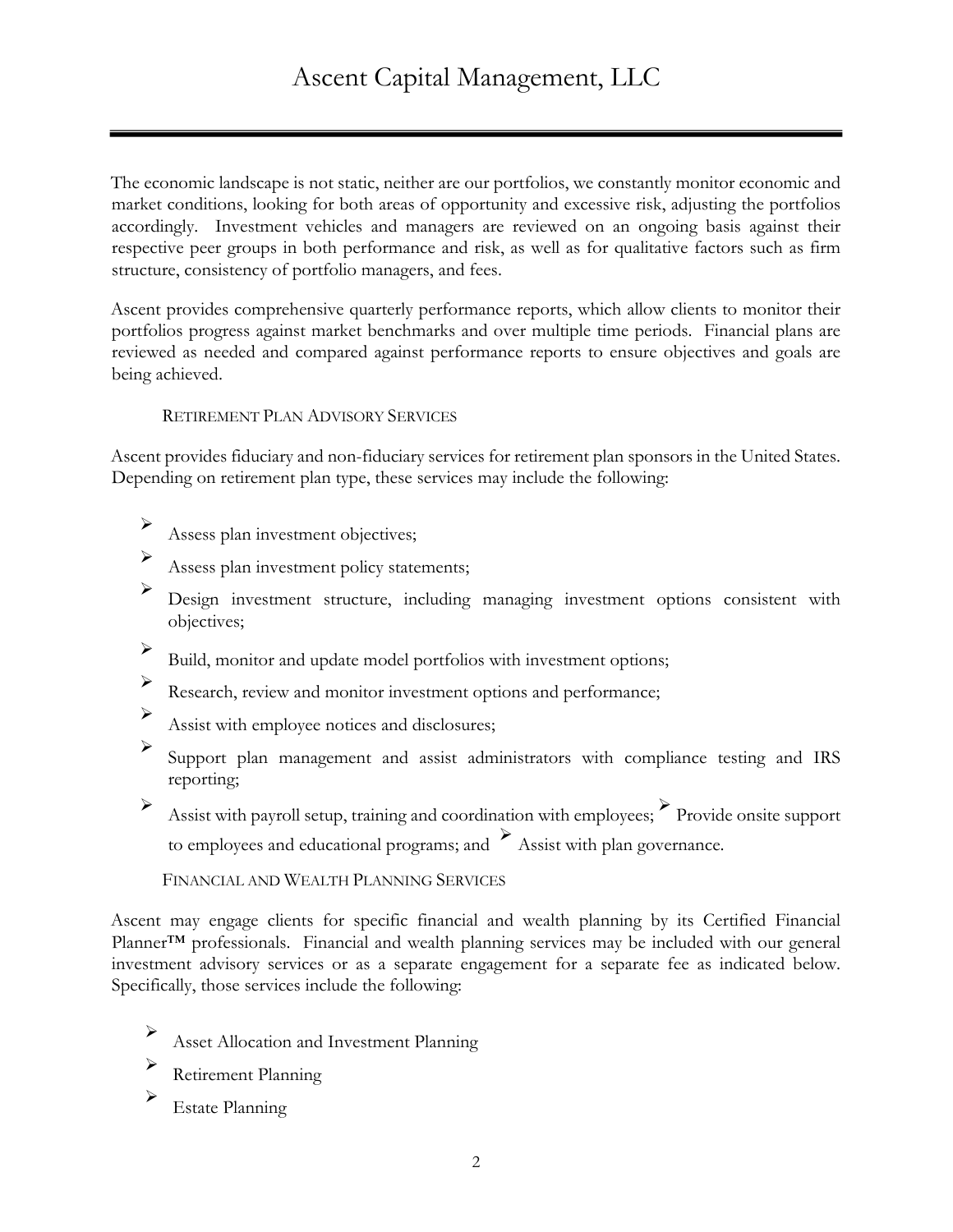The economic landscape is not static, neither are our portfolios, we constantly monitor economic and market conditions, looking for both areas of opportunity and excessive risk, adjusting the portfolios accordingly. Investment vehicles and managers are reviewed on an ongoing basis against their respective peer groups in both performance and risk, as well as for qualitative factors such as firm structure, consistency of portfolio managers, and fees.

Ascent provides comprehensive quarterly performance reports, which allow clients to monitor their portfolios progress against market benchmarks and over multiple time periods. Financial plans are reviewed as needed and compared against performance reports to ensure objectives and goals are being achieved.

### Retirement Plan Advisory Services

Ascent provides fiduciary and non-fiduciary services for retirement plan sponsors in the United States. Depending on retirement plan type, these services may include the following:

- Assess plan investment objectives;
- Assess plan investment policy statements;
- Design investment structure, including managing investment options consistent with objectives;
- Build, monitor and update model portfolios with investment options;
- Research, review and monitor investment options and performance;
- Assist with employee notices and disclosures;
- Support plan management and assist administrators with compliance testing and IRS reporting;
- Assist with payroll setup, training and coordination with employees;
- Provide onsite support to employees and educational programs; and
- Assist with plan governance.

### Financial and Wealth Planning Services

Ascent may engage clients for specific financial and wealth planning by its Certified Financial Planner™ professionals. Financial and wealth planning services may be included with our general investment advisory services or as a separate engagement for a separate fee as indicated below. Specifically, those services include the following:

- Asset Allocation and Investment Planning
- Retirement Planning
- Estate Planning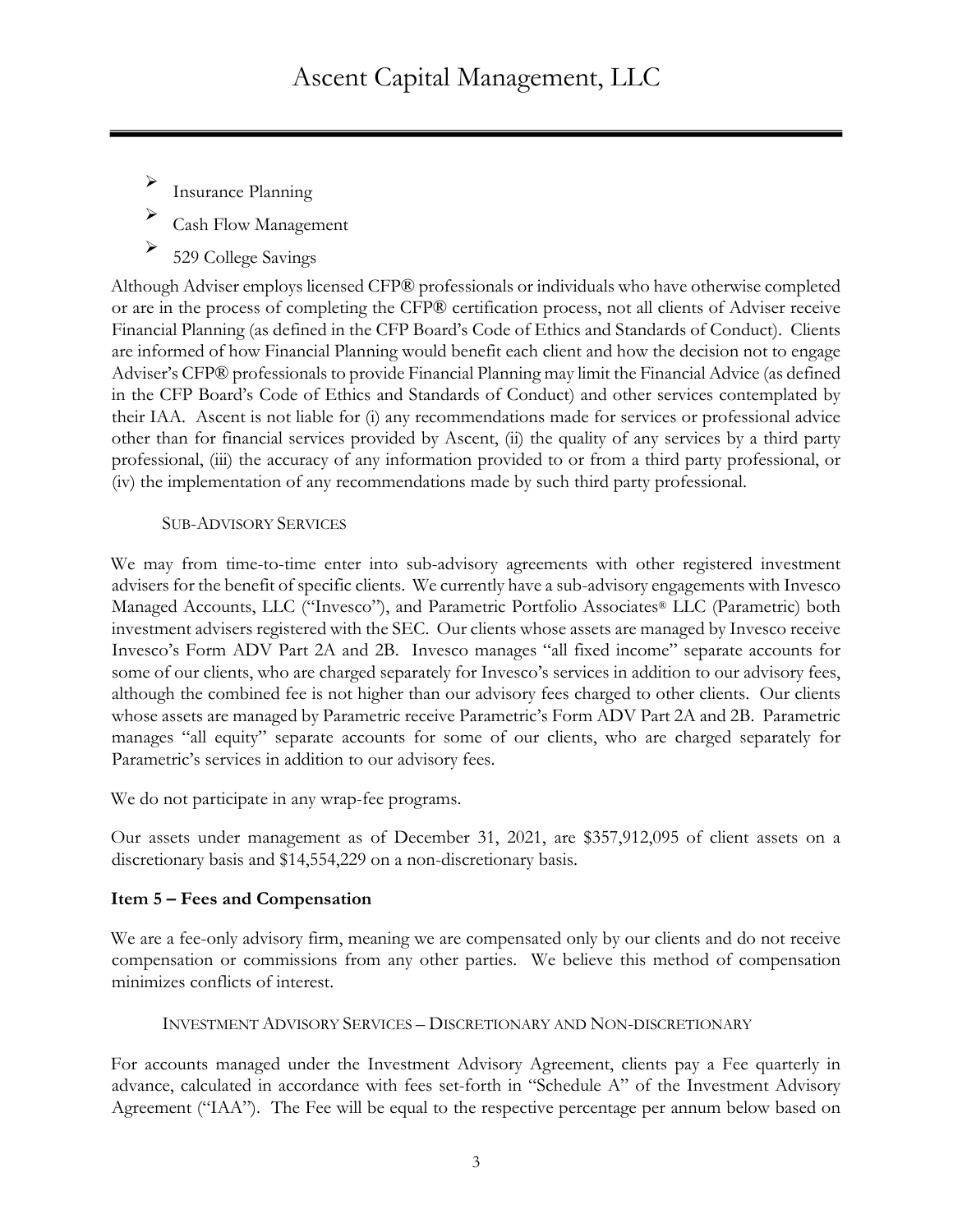- Insurance Planning
- Cash Flow Management
- 529 College Savings

Although Adviser employs licensed CFP® professionals or individuals who have otherwise completed or are in the process of completing the CFP® certification process, not all clients of Adviser receive Financial Planning (as defined in the CFP Board's Code of Ethics and Standards of Conduct). Clients are informed of how Financial Planning would benefit each client and how the decision not to engage Adviser's CFP® professionals to provide Financial Planning may limit the Financial Advice (as defined in the CFP Board's Code of Ethics and Standards of Conduct) and other services contemplated by their IAA. Ascent is not liable for (i) any recommendations made for services or professional advice other than for financial services provided by Ascent, (ii) the quality of any services by a third party professional, (iii) the accuracy of any information provided to or from a third party professional, or (iv) the implementation of any recommendations made by such third party professional.

#### SUB-ADVISORY SERVICES

We may from time-to-time enter into sub-advisory agreements with other registered investment advisers for the benefit of specific clients. We currently have a sub-advisory engagements with Invesco Managed Accounts, LLC ("Invesco"), and Parametric Portfolio Associates® LLC (Parametric) both investment advisers registered with the SEC. Our clients whose assets are managed by Invesco receive Invesco's Form ADV Part 2A and 2B. Invesco manages "all fixed income" separate accounts for some of our clients, who are charged separately for Invesco's services in addition to our advisory fees, although the combined fee is not higher than our advisory fees charged to other clients. Our clients whose assets are managed by Parametric receive Parametric's Form ADV Part 2A and 2B. Parametric manages "all equity" separate accounts for some of our clients, who are charged separately for Parametric's services in addition to our advisory fees.

We do not participate in any wrap-fee programs.

Our assets under management as of December 31, 2021, are $357,912,095 of client assets on a discretionary basis and $14,554,229 on a non-discretionary basis.

## Item 5 – Fees and Compensation

We are a fee-only advisory firm, meaning we are compensated only by our clients and do not receive compensation or commissions from any other parties. We believe this method of compensation minimizes conflicts of interest.

#### INVESTMENT ADVISORY SERVICES – DISCRETIONARY AND NON-DISCRETIONARY

For accounts managed under the Investment Advisory Agreement, clients pay a Fee quarterly in advance, calculated in accordance with fees set-forth in "Schedule A" of the Investment Advisory Agreement ("IAA"). The Fee will be equal to the respective percentage per annum below based on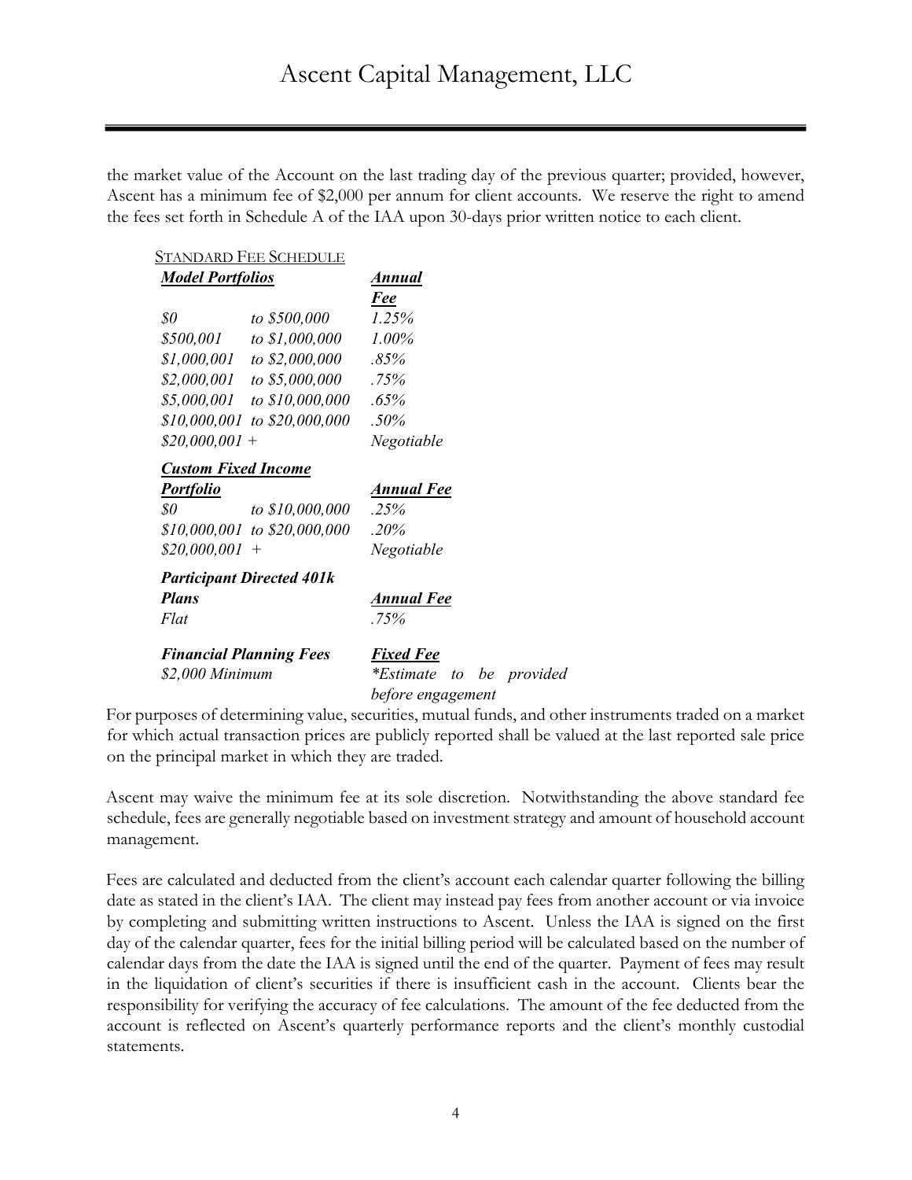the market value of the Account on the last trading day of the previous quarter; provided, however, Ascent has a minimum fee of $2,000 per annum for client accounts. We reserve the right to amend the fees set forth in Schedule A of the IAA upon 30-days prior written notice to each client.

STANDARD FEE SCHEDULE

| ***Model Portfolios*** | | ***Annual Fee*** |
|---|---|---|
| *$0* | *to $500,000* | *1.25%* |
| *$500,001* | *to $1,000,000* | *1.00%* |
| *$1,000,001* | *to $2,000,000* | *.85%* |
| *$2,000,001* | *to $5,000,000* | *.75%* |
| *$5,000,001* | *to $10,000,000* | *.65%* |
| *$10,000,001* | *to $20,000,000* | *.50%* |
| *$20,000,001 +* | | *Negotiable* |
| ***Custom Fixed Income Portfolio*** | | ***Annual Fee*** |
| *$0* | *to $10,000,000* | *.25%* |
| *$10,000,001* | *to $20,000,000* | *.20%* |
| *$20,000,001 +* | | *Negotiable* |
| ***Participant Directed 401k Plans*** | | ***Annual Fee*** |
| *Flat* | | *.75%* |
| ***Financial Planning Fees*** | | ***Fixed Fee*** |
| *$2,000 Minimum* | | *\*Estimate to be provided before engagement* |

For purposes of determining value, securities, mutual funds, and other instruments traded on a market for which actual transaction prices are publicly reported shall be valued at the last reported sale price on the principal market in which they are traded.

Ascent may waive the minimum fee at its sole discretion. Notwithstanding the above standard fee schedule, fees are generally negotiable based on investment strategy and amount of household account management.

Fees are calculated and deducted from the client's account each calendar quarter following the billing date as stated in the client's IAA. The client may instead pay fees from another account or via invoice by completing and submitting written instructions to Ascent. Unless the IAA is signed on the first day of the calendar quarter, fees for the initial billing period will be calculated based on the number of calendar days from the date the IAA is signed until the end of the quarter. Payment of fees may result in the liquidation of client's securities if there is insufficient cash in the account. Clients bear the responsibility for verifying the accuracy of fee calculations. The amount of the fee deducted from the account is reflected on Ascent's quarterly performance reports and the client's monthly custodial statements.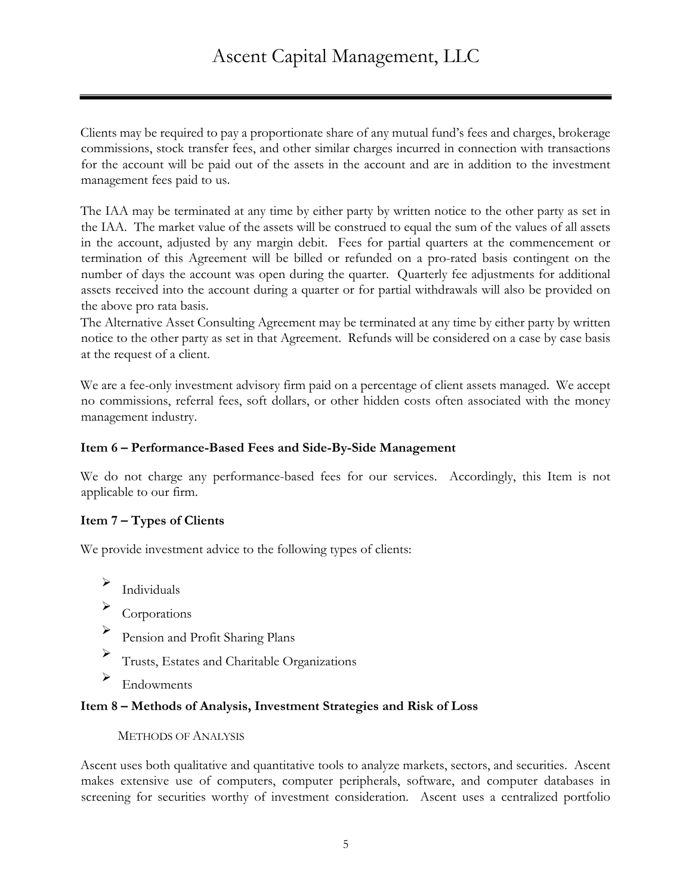Clients may be required to pay a proportionate share of any mutual fund's fees and charges, brokerage commissions, stock transfer fees, and other similar charges incurred in connection with transactions for the account will be paid out of the assets in the account and are in addition to the investment management fees paid to us.

The IAA may be terminated at any time by either party by written notice to the other party as set in the IAA. The market value of the assets will be construed to equal the sum of the values of all assets in the account, adjusted by any margin debit. Fees for partial quarters at the commencement or termination of this Agreement will be billed or refunded on a pro-rated basis contingent on the number of days the account was open during the quarter. Quarterly fee adjustments for additional assets received into the account during a quarter or for partial withdrawals will also be provided on the above pro rata basis.
The Alternative Asset Consulting Agreement may be terminated at any time by either party by written notice to the other party as set in that Agreement. Refunds will be considered on a case by case basis at the request of a client.

We are a fee-only investment advisory firm paid on a percentage of client assets managed. We accept no commissions, referral fees, soft dollars, or other hidden costs often associated with the money management industry.

**Item 6 – Performance-Based Fees and Side-By-Side Management**

We do not charge any performance-based fees for our services. Accordingly, this Item is not applicable to our firm.

**Item 7 – Types of Clients**

We provide investment advice to the following types of clients:

- Individuals
- Corporations
- Pension and Profit Sharing Plans
- Trusts, Estates and Charitable Organizations
- Endowments

**Item 8 – Methods of Analysis, Investment Strategies and Risk of Loss**

METHODS OF ANALYSIS

Ascent uses both qualitative and quantitative tools to analyze markets, sectors, and securities. Ascent makes extensive use of computers, computer peripherals, software, and computer databases in screening for securities worthy of investment consideration. Ascent uses a centralized portfolio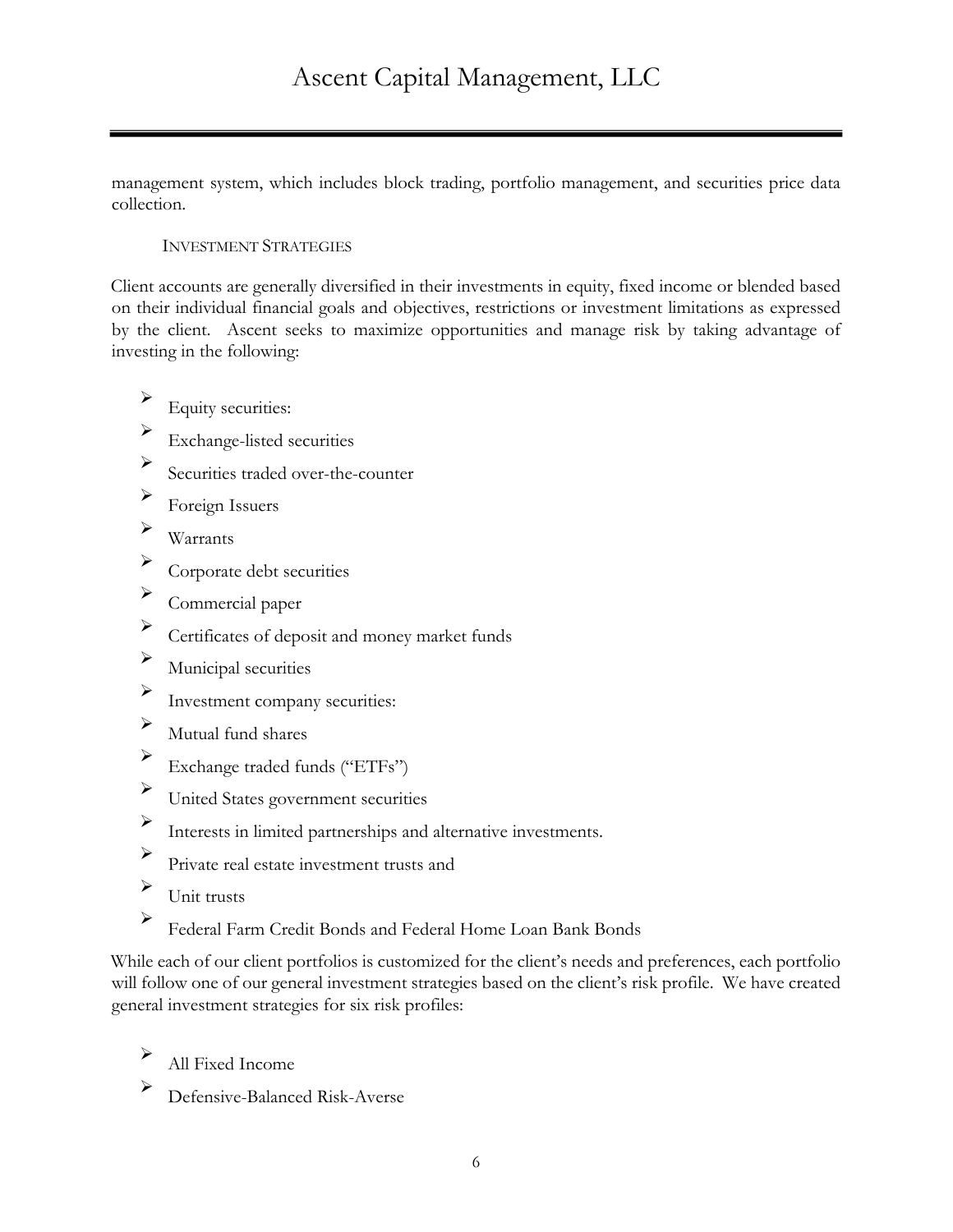management system, which includes block trading, portfolio management, and securities price data collection.

### Investment Strategies

Client accounts are generally diversified in their investments in equity, fixed income or blended based on their individual financial goals and objectives, restrictions or investment limitations as expressed by the client. Ascent seeks to maximize opportunities and manage risk by taking advantage of investing in the following:

- Equity securities:
- Exchange-listed securities
- Securities traded over-the-counter
- Foreign Issuers
- Warrants
- Corporate debt securities
- Commercial paper
- Certificates of deposit and money market funds
- Municipal securities
- Investment company securities:
- Mutual fund shares
- Exchange traded funds ("ETFs")
- United States government securities
- Interests in limited partnerships and alternative investments.
- Private real estate investment trusts and
- Unit trusts
- Federal Farm Credit Bonds and Federal Home Loan Bank Bonds

While each of our client portfolios is customized for the client's needs and preferences, each portfolio will follow one of our general investment strategies based on the client's risk profile. We have created general investment strategies for six risk profiles:

- All Fixed Income
- Defensive-Balanced Risk-Averse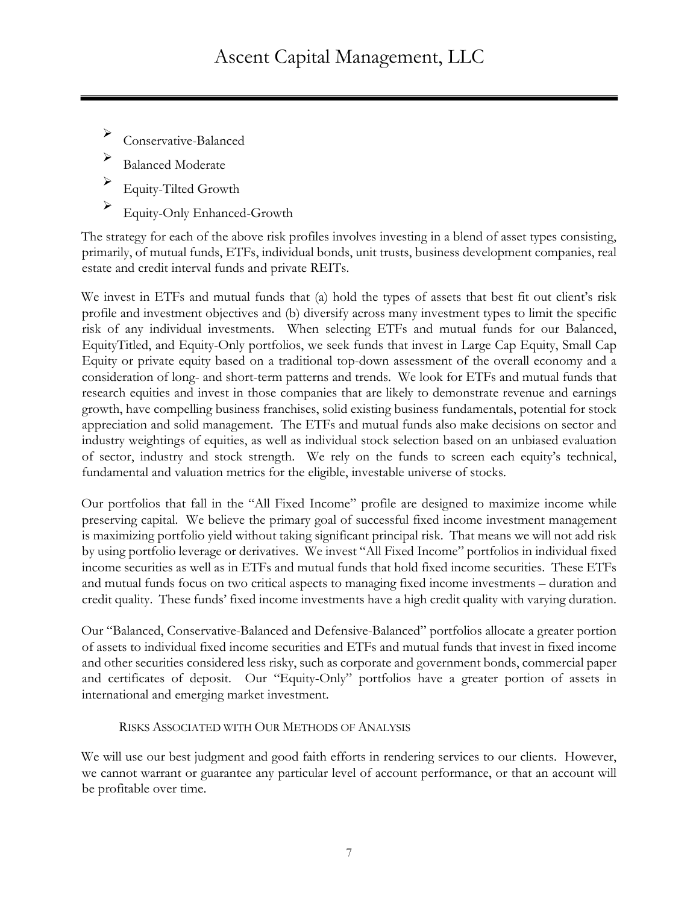- Conservative-Balanced
- Balanced Moderate
- Equity-Tilted Growth
- Equity-Only Enhanced-Growth

The strategy for each of the above risk profiles involves investing in a blend of asset types consisting, primarily, of mutual funds, ETFs, individual bonds, unit trusts, business development companies, real estate and credit interval funds and private REITs.

We invest in ETFs and mutual funds that (a) hold the types of assets that best fit out client's risk profile and investment objectives and (b) diversify across many investment types to limit the specific risk of any individual investments. When selecting ETFs and mutual funds for our Balanced, EquityTitled, and Equity-Only portfolios, we seek funds that invest in Large Cap Equity, Small Cap Equity or private equity based on a traditional top-down assessment of the overall economy and a consideration of long- and short-term patterns and trends. We look for ETFs and mutual funds that research equities and invest in those companies that are likely to demonstrate revenue and earnings growth, have compelling business franchises, solid existing business fundamentals, potential for stock appreciation and solid management. The ETFs and mutual funds also make decisions on sector and industry weightings of equities, as well as individual stock selection based on an unbiased evaluation of sector, industry and stock strength. We rely on the funds to screen each equity's technical, fundamental and valuation metrics for the eligible, investable universe of stocks.

Our portfolios that fall in the "All Fixed Income" profile are designed to maximize income while preserving capital. We believe the primary goal of successful fixed income investment management is maximizing portfolio yield without taking significant principal risk. That means we will not add risk by using portfolio leverage or derivatives. We invest "All Fixed Income" portfolios in individual fixed income securities as well as in ETFs and mutual funds that hold fixed income securities. These ETFs and mutual funds focus on two critical aspects to managing fixed income investments – duration and credit quality. These funds' fixed income investments have a high credit quality with varying duration.

Our "Balanced, Conservative-Balanced and Defensive-Balanced" portfolios allocate a greater portion of assets to individual fixed income securities and ETFs and mutual funds that invest in fixed income and other securities considered less risky, such as corporate and government bonds, commercial paper and certificates of deposit. Our "Equity-Only" portfolios have a greater portion of assets in international and emerging market investment.

### Risks Associated with Our Methods of Analysis

We will use our best judgment and good faith efforts in rendering services to our clients. However, we cannot warrant or guarantee any particular level of account performance, or that an account will be profitable over time.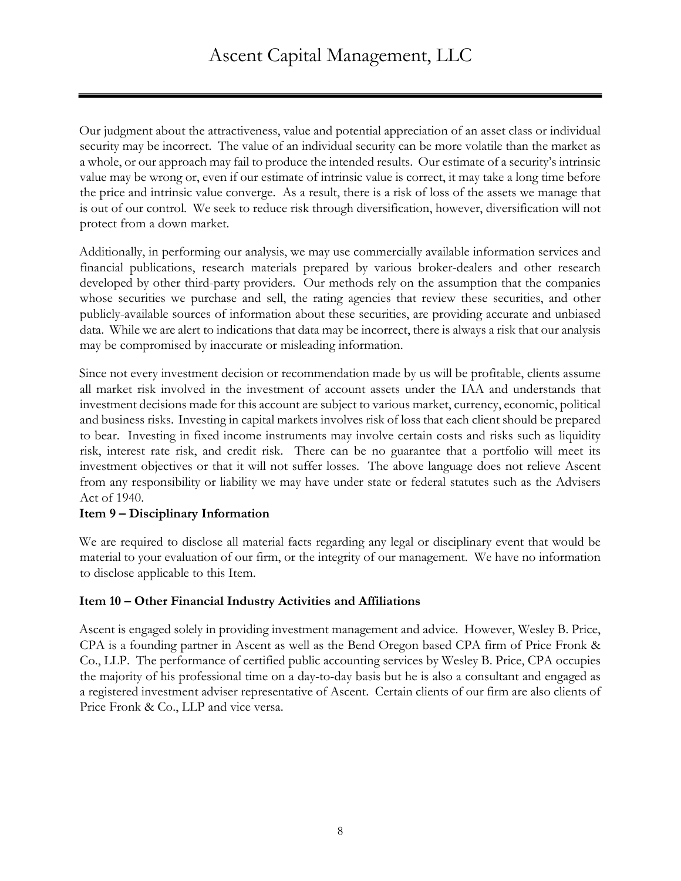Our judgment about the attractiveness, value and potential appreciation of an asset class or individual security may be incorrect. The value of an individual security can be more volatile than the market as a whole, or our approach may fail to produce the intended results. Our estimate of a security's intrinsic value may be wrong or, even if our estimate of intrinsic value is correct, it may take a long time before the price and intrinsic value converge. As a result, there is a risk of loss of the assets we manage that is out of our control. We seek to reduce risk through diversification, however, diversification will not protect from a down market.

Additionally, in performing our analysis, we may use commercially available information services and financial publications, research materials prepared by various broker-dealers and other research developed by other third-party providers. Our methods rely on the assumption that the companies whose securities we purchase and sell, the rating agencies that review these securities, and other publicly-available sources of information about these securities, are providing accurate and unbiased data. While we are alert to indications that data may be incorrect, there is always a risk that our analysis may be compromised by inaccurate or misleading information.

Since not every investment decision or recommendation made by us will be profitable, clients assume all market risk involved in the investment of account assets under the IAA and understands that investment decisions made for this account are subject to various market, currency, economic, political and business risks. Investing in capital markets involves risk of loss that each client should be prepared to bear. Investing in fixed income instruments may involve certain costs and risks such as liquidity risk, interest rate risk, and credit risk. There can be no guarantee that a portfolio will meet its investment objectives or that it will not suffer losses. The above language does not relieve Ascent from any responsibility or liability we may have under state or federal statutes such as the Advisers Act of 1940.

**Item 9 – Disciplinary Information**

We are required to disclose all material facts regarding any legal or disciplinary event that would be material to your evaluation of our firm, or the integrity of our management. We have no information to disclose applicable to this Item.

**Item 10 – Other Financial Industry Activities and Affiliations**

Ascent is engaged solely in providing investment management and advice. However, Wesley B. Price, CPA is a founding partner in Ascent as well as the Bend Oregon based CPA firm of Price Fronk & Co., LLP. The performance of certified public accounting services by Wesley B. Price, CPA occupies the majority of his professional time on a day-to-day basis but he is also a consultant and engaged as a registered investment adviser representative of Ascent. Certain clients of our firm are also clients of Price Fronk & Co., LLP and vice versa.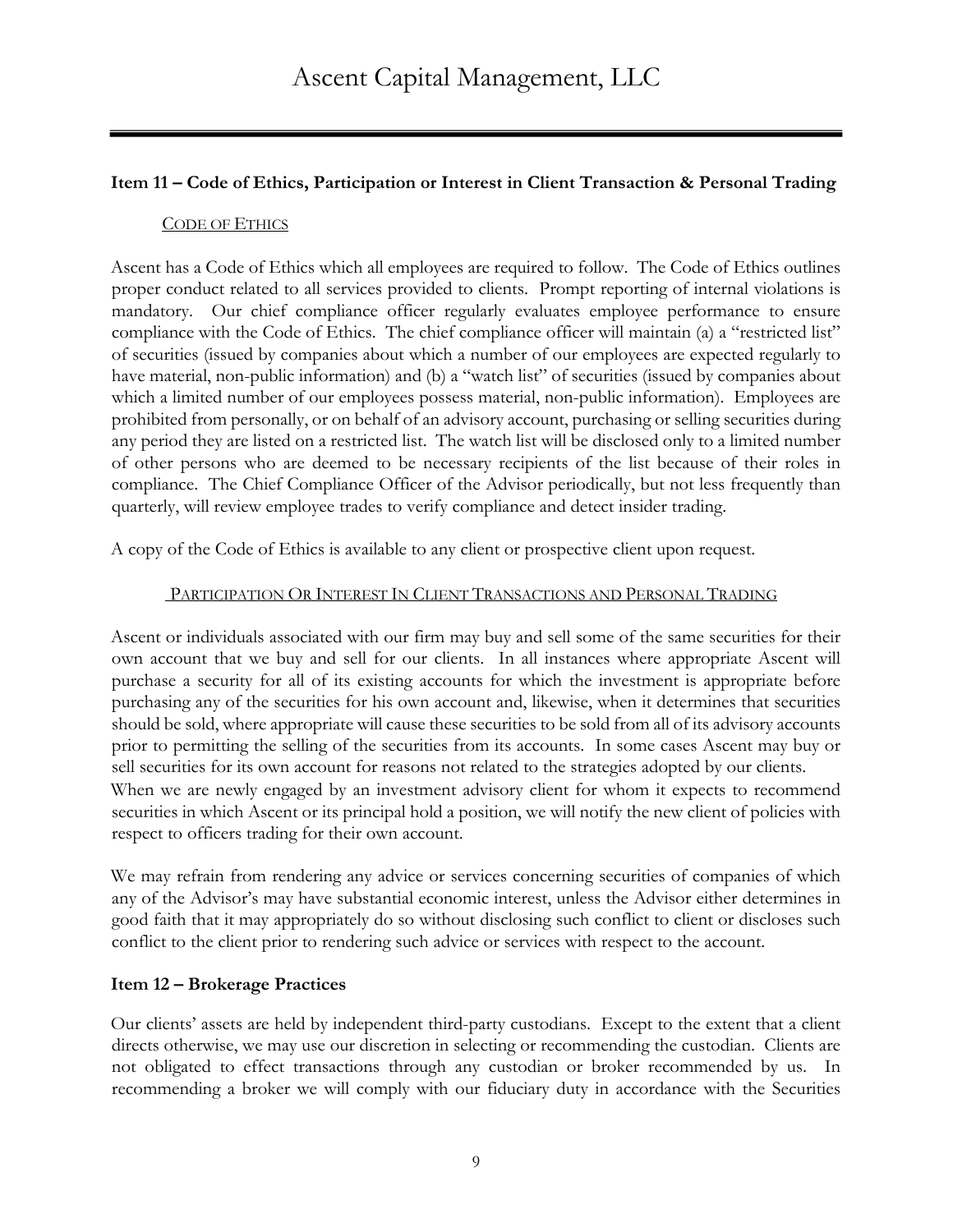## Item 11 – Code of Ethics, Participation or Interest in Client Transaction & Personal Trading

### CODE OF ETHICS

Ascent has a Code of Ethics which all employees are required to follow. The Code of Ethics outlines proper conduct related to all services provided to clients. Prompt reporting of internal violations is mandatory. Our chief compliance officer regularly evaluates employee performance to ensure compliance with the Code of Ethics. The chief compliance officer will maintain (a) a "restricted list" of securities (issued by companies about which a number of our employees are expected regularly to have material, non-public information) and (b) a "watch list" of securities (issued by companies about which a limited number of our employees possess material, non-public information). Employees are prohibited from personally, or on behalf of an advisory account, purchasing or selling securities during any period they are listed on a restricted list. The watch list will be disclosed only to a limited number of other persons who are deemed to be necessary recipients of the list because of their roles in compliance. The Chief Compliance Officer of the Advisor periodically, but not less frequently than quarterly, will review employee trades to verify compliance and detect insider trading.

A copy of the Code of Ethics is available to any client or prospective client upon request.

### PARTICIPATION OR INTEREST IN CLIENT TRANSACTIONS AND PERSONAL TRADING

Ascent or individuals associated with our firm may buy and sell some of the same securities for their own account that we buy and sell for our clients. In all instances where appropriate Ascent will purchase a security for all of its existing accounts for which the investment is appropriate before purchasing any of the securities for his own account and, likewise, when it determines that securities should be sold, where appropriate will cause these securities to be sold from all of its advisory accounts prior to permitting the selling of the securities from its accounts. In some cases Ascent may buy or sell securities for its own account for reasons not related to the strategies adopted by our clients. When we are newly engaged by an investment advisory client for whom it expects to recommend securities in which Ascent or its principal hold a position, we will notify the new client of policies with respect to officers trading for their own account.

We may refrain from rendering any advice or services concerning securities of companies of which any of the Advisor's may have substantial economic interest, unless the Advisor either determines in good faith that it may appropriately do so without disclosing such conflict to client or discloses such conflict to the client prior to rendering such advice or services with respect to the account.

## Item 12 – Brokerage Practices

Our clients' assets are held by independent third-party custodians. Except to the extent that a client directs otherwise, we may use our discretion in selecting or recommending the custodian. Clients are not obligated to effect transactions through any custodian or broker recommended by us. In recommending a broker we will comply with our fiduciary duty in accordance with the Securities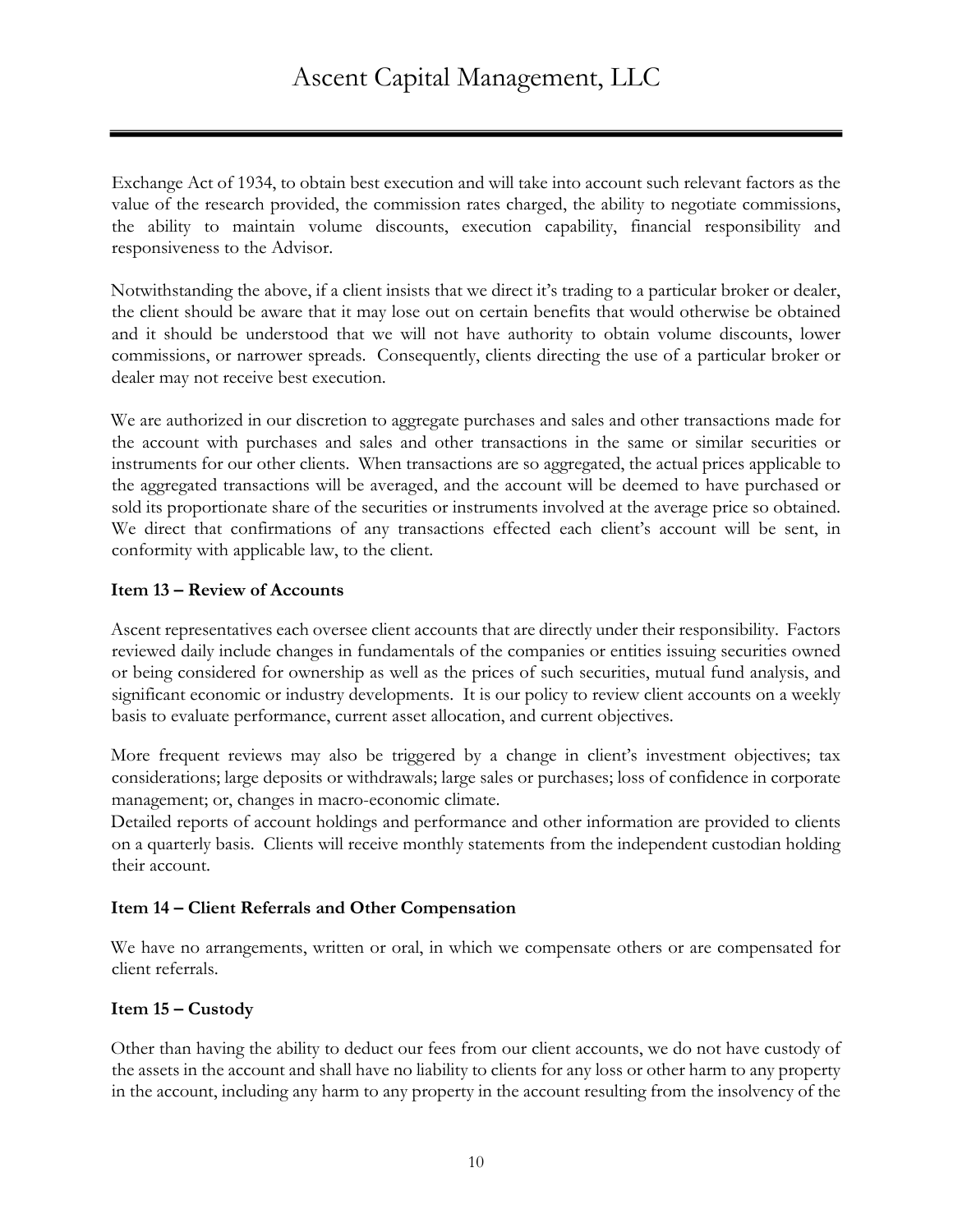Exchange Act of 1934, to obtain best execution and will take into account such relevant factors as the value of the research provided, the commission rates charged, the ability to negotiate commissions, the ability to maintain volume discounts, execution capability, financial responsibility and responsiveness to the Advisor.

Notwithstanding the above, if a client insists that we direct it's trading to a particular broker or dealer, the client should be aware that it may lose out on certain benefits that would otherwise be obtained and it should be understood that we will not have authority to obtain volume discounts, lower commissions, or narrower spreads. Consequently, clients directing the use of a particular broker or dealer may not receive best execution.

We are authorized in our discretion to aggregate purchases and sales and other transactions made for the account with purchases and sales and other transactions in the same or similar securities or instruments for our other clients. When transactions are so aggregated, the actual prices applicable to the aggregated transactions will be averaged, and the account will be deemed to have purchased or sold its proportionate share of the securities or instruments involved at the average price so obtained. We direct that confirmations of any transactions effected each client's account will be sent, in conformity with applicable law, to the client.

**Item 13 – Review of Accounts**

Ascent representatives each oversee client accounts that are directly under their responsibility. Factors reviewed daily include changes in fundamentals of the companies or entities issuing securities owned or being considered for ownership as well as the prices of such securities, mutual fund analysis, and significant economic or industry developments. It is our policy to review client accounts on a weekly basis to evaluate performance, current asset allocation, and current objectives.

More frequent reviews may also be triggered by a change in client's investment objectives; tax considerations; large deposits or withdrawals; large sales or purchases; loss of confidence in corporate management; or, changes in macro-economic climate.

Detailed reports of account holdings and performance and other information are provided to clients on a quarterly basis. Clients will receive monthly statements from the independent custodian holding their account.

**Item 14 – Client Referrals and Other Compensation**

We have no arrangements, written or oral, in which we compensate others or are compensated for client referrals.

**Item 15 – Custody**

Other than having the ability to deduct our fees from our client accounts, we do not have custody of the assets in the account and shall have no liability to clients for any loss or other harm to any property in the account, including any harm to any property in the account resulting from the insolvency of the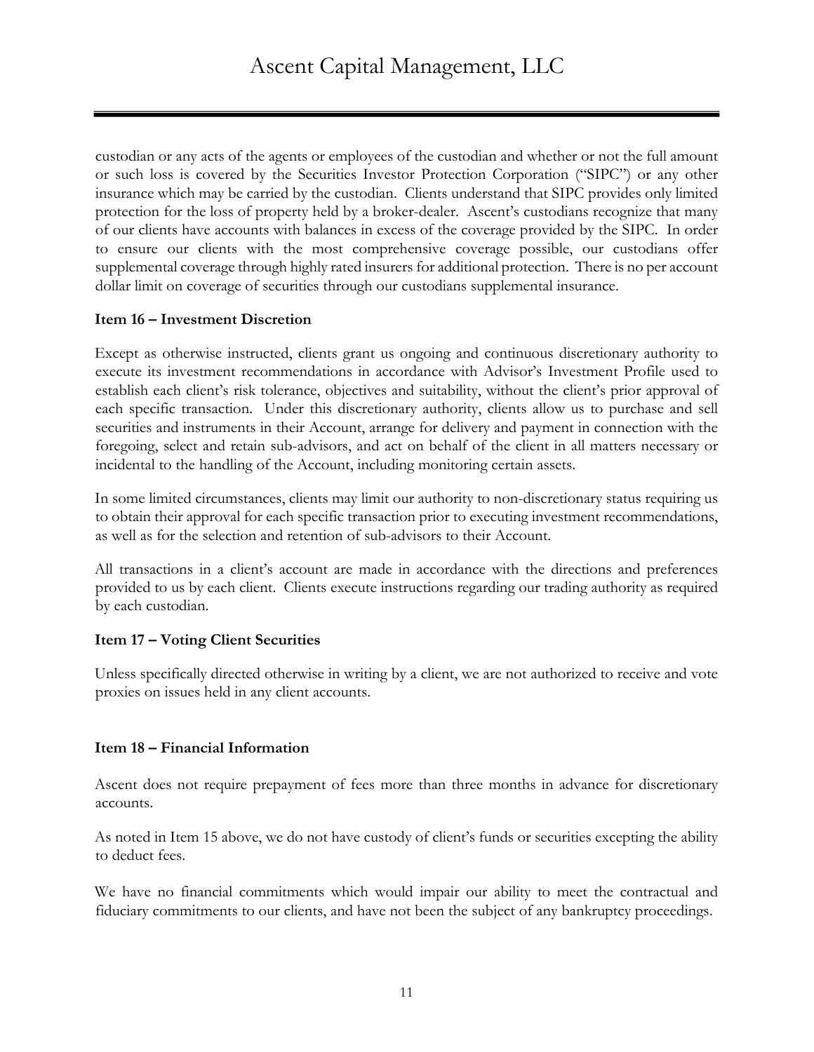custodian or any acts of the agents or employees of the custodian and whether or not the full amount or such loss is covered by the Securities Investor Protection Corporation ("SIPC") or any other insurance which may be carried by the custodian. Clients understand that SIPC provides only limited protection for the loss of property held by a broker-dealer. Ascent's custodians recognize that many of our clients have accounts with balances in excess of the coverage provided by the SIPC. In order to ensure our clients with the most comprehensive coverage possible, our custodians offer supplemental coverage through highly rated insurers for additional protection. There is no per account dollar limit on coverage of securities through our custodians supplemental insurance.

**Item 16 – Investment Discretion**

Except as otherwise instructed, clients grant us ongoing and continuous discretionary authority to execute its investment recommendations in accordance with Advisor's Investment Profile used to establish each client's risk tolerance, objectives and suitability, without the client's prior approval of each specific transaction. Under this discretionary authority, clients allow us to purchase and sell securities and instruments in their Account, arrange for delivery and payment in connection with the foregoing, select and retain sub-advisors, and act on behalf of the client in all matters necessary or incidental to the handling of the Account, including monitoring certain assets.

In some limited circumstances, clients may limit our authority to non-discretionary status requiring us to obtain their approval for each specific transaction prior to executing investment recommendations, as well as for the selection and retention of sub-advisors to their Account.

All transactions in a client's account are made in accordance with the directions and preferences provided to us by each client. Clients execute instructions regarding our trading authority as required by each custodian.

**Item 17 – Voting Client Securities**

Unless specifically directed otherwise in writing by a client, we are not authorized to receive and vote proxies on issues held in any client accounts.

**Item 18 – Financial Information**

Ascent does not require prepayment of fees more than three months in advance for discretionary accounts.

As noted in Item 15 above, we do not have custody of client's funds or securities excepting the ability to deduct fees.

We have no financial commitments which would impair our ability to meet the contractual and fiduciary commitments to our clients, and have not been the subject of any bankruptcy proceedings.